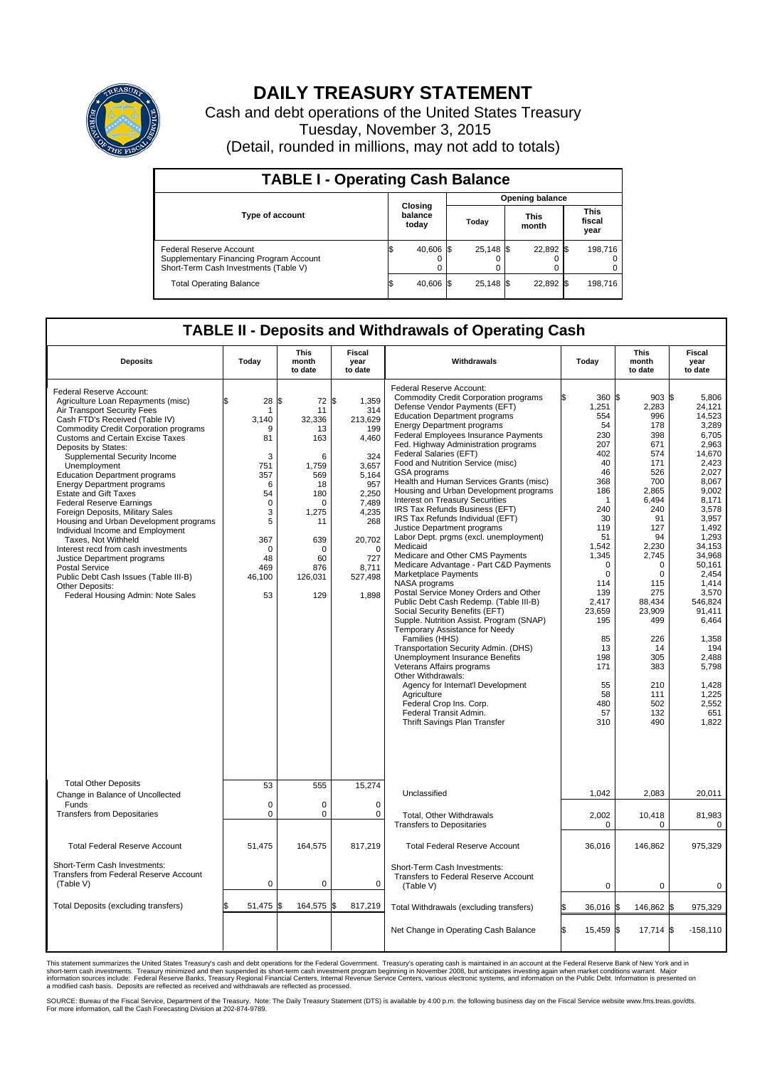# DAILY TREASURY STATEMENT

Cash and debt operations of the United States Treasury
Tuesday, November 3, 2015
(Detail, rounded in millions, may not add to totals)

## TABLE I - Operating Cash Balance

| Type of account | Closing balance today | Opening balance Today | Opening balance This month | Opening balance This fiscal year |
|---|---|---|---|---|
| Federal Reserve Account | $ 40,606 | $ 25,148 | $ 22,892 | $ 198,716 |
| Supplementary Financing Program Account | 0 | 0 | 0 | 0 |
| Short-Term Cash Investments (Table V) | 0 | 0 | 0 | 0 |
| Total Operating Balance | $ 40,606 | $ 25,148 | $ 22,892 | $ 198,716 |

## TABLE II - Deposits and Withdrawals of Operating Cash

| Deposits | Today | This month to date | Fiscal year to date |
|---|---|---|---|
| Federal Reserve Account: | | | |
| Agriculture Loan Repayments (misc) | $ 28 | $ 72 | $ 1,359 |
| Air Transport Security Fees | 1 | 11 | 314 |
| Cash FTD's Received (Table IV) | 3,140 | 32,336 | 213,629 |
| Commodity Credit Corporation programs | 9 | 13 | 199 |
| Customs and Certain Excise Taxes | 81 | 163 | 4,460 |
| Deposits by States: | | | |
| Supplemental Security Income | 3 | 6 | 324 |
| Unemployment | 751 | 1,759 | 3,657 |
| Education Department programs | 357 | 569 | 5,164 |
| Energy Department programs | 6 | 18 | 957 |
| Estate and Gift Taxes | 54 | 180 | 2,250 |
| Federal Reserve Earnings | 0 | 0 | 7,489 |
| Foreign Deposits, Military Sales | 3 | 1,275 | 4,235 |
| Housing and Urban Development programs | 5 | 11 | 268 |
| Individual Income and Employment Taxes, Not Withheld | 367 | 639 | 20,702 |
| Interest recd from cash investments | 0 | 0 | 0 |
| Justice Department programs | 48 | 60 | 727 |
| Postal Service | 469 | 876 | 8,711 |
| Public Debt Cash Issues (Table III-B) | 46,100 | 126,031 | 527,498 |
| Other Deposits: | | | |
| Federal Housing Admin: Note Sales | 53 | 129 | 1,898 |
| Total Other Deposits | 53 | 555 | 15,274 |
| Change in Balance of Uncollected Funds | 0 | 0 | 0 |
| Transfers from Depositaries | 0 | 0 | 0 |
| Total Federal Reserve Account | 51,475 | 164,575 | 817,219 |
| Short-Term Cash Investments: Transfers from Federal Reserve Account (Table V) | 0 | 0 | 0 |
| Total Deposits (excluding transfers) | $ 51,475 | $ 164,575 | $ 817,219 |

| Withdrawals | Today | This month to date | Fiscal year to date |
|---|---|---|---|
| Federal Reserve Account: | | | |
| Commodity Credit Corporation programs | $ 360 | $ 903 | $ 5,806 |
| Defense Vendor Payments (EFT) | 1,251 | 2,283 | 24,121 |
| Education Department programs | 554 | 996 | 14,523 |
| Energy Department programs | 54 | 178 | 3,289 |
| Federal Employees Insurance Payments | 230 | 398 | 6,705 |
| Fed. Highway Administration programs | 207 | 671 | 2,963 |
| Federal Salaries (EFT) | 402 | 574 | 14,670 |
| Food and Nutrition Service (misc) | 40 | 171 | 2,423 |
| GSA programs | 46 | 526 | 2,027 |
| Health and Human Services Grants (misc) | 368 | 700 | 8,067 |
| Housing and Urban Development programs | 186 | 2,865 | 9,002 |
| Interest on Treasury Securities | 1 | 6,494 | 8,171 |
| IRS Tax Refunds Business (EFT) | 240 | 240 | 3,578 |
| IRS Tax Refunds Individual (EFT) | 30 | 91 | 3,957 |
| Justice Department programs | 119 | 127 | 1,492 |
| Labor Dept. prgms (excl. unemployment) | 51 | 94 | 1,293 |
| Medicaid | 1,542 | 2,230 | 34,153 |
| Medicare and Other CMS Payments | 1,345 | 2,745 | 34,968 |
| Medicare Advantage - Part C&D Payments | 0 | 0 | 50,161 |
| Marketplace Payments | 0 | 0 | 2,454 |
| NASA programs | 114 | 115 | 1,414 |
| Postal Service Money Orders and Other | 139 | 275 | 3,570 |
| Public Debt Cash Redemp. (Table III-B) | 2,417 | 88,434 | 546,824 |
| Social Security Benefits (EFT) | 23,659 | 23,909 | 91,411 |
| Supple. Nutrition Assist. Program (SNAP) | 195 | 499 | 6,464 |
| Temporary Assistance for Needy Families (HHS) | 85 | 226 | 1,358 |
| Transportation Security Admin. (DHS) | 13 | 14 | 194 |
| Unemployment Insurance Benefits | 198 | 305 | 2,488 |
| Veterans Affairs programs | 171 | 383 | 5,798 |
| Other Withdrawals: | | | |
| Agency for Internat'l Development | 55 | 210 | 1,428 |
| Agriculture | 58 | 111 | 1,225 |
| Federal Crop Ins. Corp. | 480 | 502 | 2,552 |
| Federal Transit Admin. | 57 | 132 | 651 |
| Thrift Savings Plan Transfer | 310 | 490 | 1,822 |
| Unclassified | 1,042 | 2,083 | 20,011 |
| Total, Other Withdrawals | 2,002 | 10,418 | 81,983 |
| Transfers to Depositaries | 0 | 0 | 0 |
| Total Federal Reserve Account | 36,016 | 146,862 | 975,329 |
| Short-Term Cash Investments: Transfers to Federal Reserve Account (Table V) | 0 | 0 | 0 |
| Total Withdrawals (excluding transfers) | $ 36,016 | $ 146,862 | $ 975,329 |
| Net Change in Operating Cash Balance | $ 15,459 | $ 17,714 | $ -158,110 |

This statement summarizes the United States Treasury's cash and debt operations for the Federal Government. Treasury's operating cash is maintained in an account at the Federal Reserve Bank of New York and in short-term cash investments. Treasury minimized and then suspended its short-term cash investment program beginning in November 2008, but anticipates investing again when market conditions warrant. Major information sources include: Federal Reserve Banks, Treasury Regional Financial Centers, Internal Revenue Service Centers, various electronic systems, and information on the Public Debt. Information is presented on a modified cash basis. Deposits are reflected as received and withdrawals are reflected as processed.

SOURCE: Bureau of the Fiscal Service, Department of the Treasury. Note: The Daily Treasury Statement (DTS) is available by 4:00 p.m. the following business day on the Fiscal Service website www.fms.treas.gov/dts. For more information, call the Cash Forecasting Division at 202-874-9789.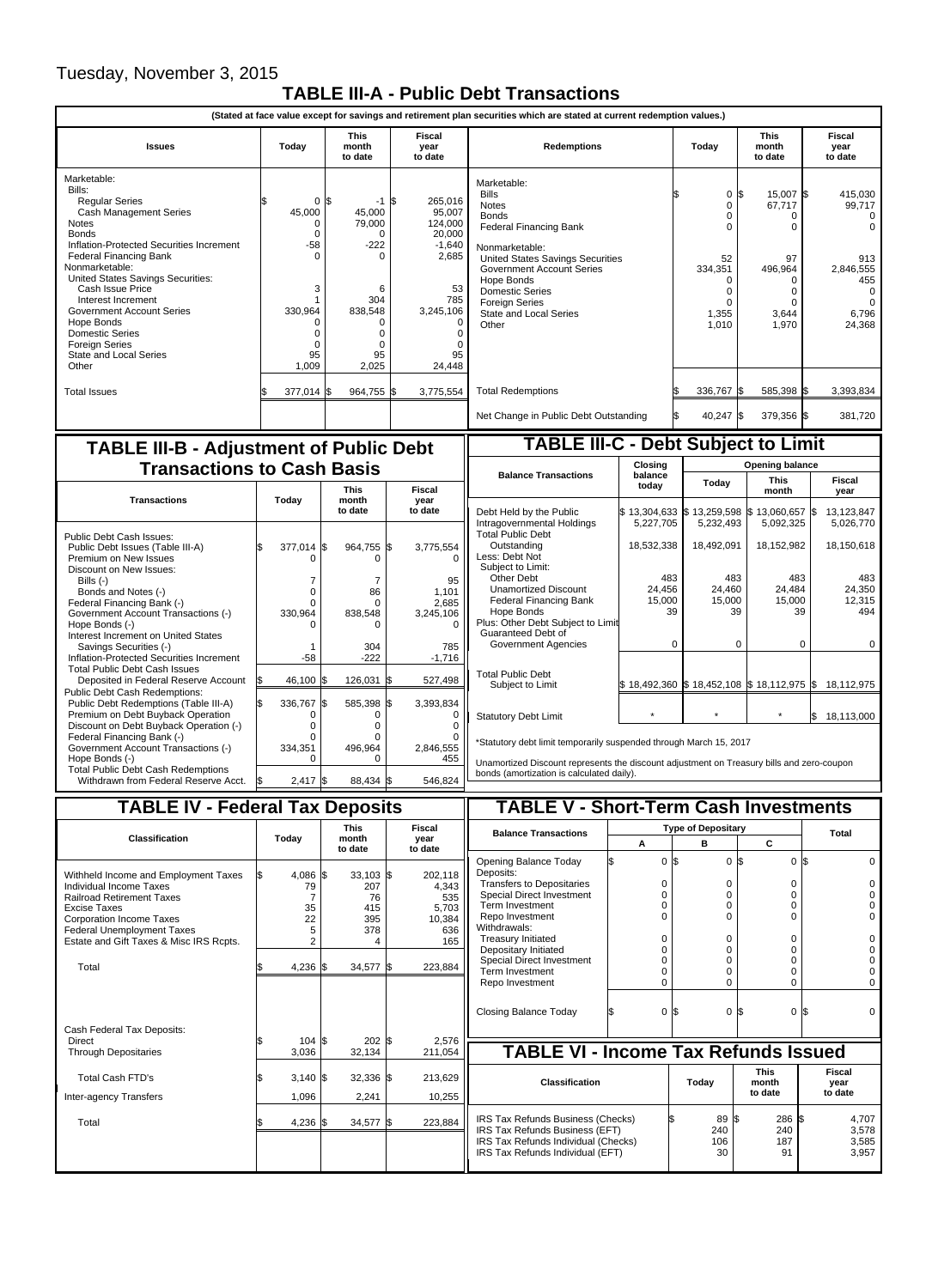Tuesday, November 3, 2015

# TABLE III-A - Public Debt Transactions

(Stated at face value except for savings and retirement plan securities which are stated at current redemption values.)

| Issues | Today | This month to date | Fiscal year to date |
|---|---|---|---|
| Marketable: | | | |
| Bills: | | | |
| Regular Series | $ 0 | $ -1 | $ 265,016 |
| Cash Management Series | 45,000 | 45,000 | 95,007 |
| Notes | 0 | 79,000 | 124,000 |
| Bonds | 0 | 0 | 20,000 |
| Inflation-Protected Securities Increment | -58 | -222 | -1,640 |
| Federal Financing Bank | 0 | 0 | 2,685 |
| Nonmarketable: | | | |
| United States Savings Securities: | | | |
| Cash Issue Price | 3 | 6 | 53 |
| Interest Increment | 1 | 304 | 785 |
| Government Account Series | 330,964 | 838,548 | 3,245,106 |
| Hope Bonds | 0 | 0 | 0 |
| Domestic Series | 0 | 0 | 0 |
| Foreign Series | 0 | 0 | 0 |
| State and Local Series | 95 | 95 | 95 |
| Other | 1,009 | 2,025 | 24,448 |
| Total Issues | $ 377,014 | $ 964,755 | $ 3,775,554 |

| Redemptions | Today | This month to date | Fiscal year to date |
|---|---|---|---|
| Marketable: | | | |
| Bills | $ 0 | $ 15,007 | $ 415,030 |
| Notes | 0 | 67,717 | 99,717 |
| Bonds | 0 | 0 | 0 |
| Federal Financing Bank | 0 | 0 | 0 |
| Nonmarketable: | | | |
| United States Savings Securities | 52 | 97 | 913 |
| Government Account Series | 334,351 | 496,964 | 2,846,555 |
| Hope Bonds | 0 | 0 | 455 |
| Domestic Series | 0 | 0 | 0 |
| Foreign Series | 0 | 0 | 0 |
| State and Local Series | 1,355 | 3,644 | 6,796 |
| Other | 1,010 | 1,970 | 24,368 |
| Total Redemptions | $ 336,767 | $ 585,398 | $ 3,393,834 |
| Net Change in Public Debt Outstanding | $ 40,247 | $ 379,356 | $ 381,720 |

# TABLE III-B - Adjustment of Public Debt Transactions to Cash Basis

| Transactions | Today | This month to date | Fiscal year to date |
|---|---|---|---|
| Public Debt Cash Issues: | | | |
| Public Debt Issues (Table III-A) | $ 377,014 | $ 964,755 | $ 3,775,554 |
| Premium on New Issues | 0 | 0 | 0 |
| Discount on New Issues: | | | |
| Bills (-) | 7 | 7 | 95 |
| Bonds and Notes (-) | 0 | 86 | 1,101 |
| Federal Financing Bank (-) | 0 | 0 | 2,685 |
| Government Account Transactions (-) | 330,964 | 838,548 | 3,245,106 |
| Hope Bonds (-) | 0 | 0 | 0 |
| Interest Increment on United States Savings Securities (-) | 1 | 304 | 785 |
| Inflation-Protected Securities Increment | -58 | -222 | -1,716 |
| Total Public Debt Cash Issues Deposited in Federal Reserve Account | $ 46,100 | $ 126,031 | $ 527,498 |
| Public Debt Cash Redemptions: | | | |
| Public Debt Redemptions (Table III-A) | $ 336,767 | $ 585,398 | $ 3,393,834 |
| Premium on Debt Buyback Operation | 0 | 0 | 0 |
| Discount on Debt Buyback Operation (-) | 0 | 0 | 0 |
| Federal Financing Bank (-) | 0 | 0 | 0 |
| Government Account Transactions (-) | 334,351 | 496,964 | 2,846,555 |
| Hope Bonds (-) | 0 | 0 | 455 |
| Total Public Debt Cash Redemptions Withdrawn from Federal Reserve Acct. | $ 2,417 | $ 88,434 | $ 546,824 |

# TABLE III-C - Debt Subject to Limit

| Balance Transactions | Closing balance today | Opening balance Today | Opening balance This month | Opening balance Fiscal year |
|---|---|---|---|---|
| Debt Held by the Public | $ 13,304,633 | $ 13,259,598 | $ 13,060,657 | $ 13,123,847 |
| Intragovernmental Holdings | 5,227,705 | 5,232,493 | 5,092,325 | 5,026,770 |
| Total Public Debt Outstanding | 18,532,338 | 18,492,091 | 18,152,982 | 18,150,618 |
| Less: Debt Not Subject to Limit: | | | | |
| Other Debt | 483 | 483 | 483 | 483 |
| Unamortized Discount | 24,456 | 24,460 | 24,484 | 24,350 |
| Federal Financing Bank | 15,000 | 15,000 | 15,000 | 12,315 |
| Hope Bonds | 39 | 39 | 39 | 494 |
| Plus: Other Debt Subject to Limit | | | | |
| Guaranteed Debt of Government Agencies | 0 | 0 | 0 | 0 |
| Total Public Debt Subject to Limit | $ 18,492,360 | $ 18,452,108 | $ 18,112,975 | $ 18,112,975 |
| Statutory Debt Limit | * | * | * | $ 18,113,000 |

*Statutory debt limit temporarily suspended through March 15, 2017

Unamortized Discount represents the discount adjustment on Treasury bills and zero-coupon bonds (amortization is calculated daily).

# TABLE IV - Federal Tax Deposits

| Classification | Today | This month to date | Fiscal year to date |
|---|---|---|---|
| Withheld Income and Employment Taxes | $ 4,086 | $ 33,103 | $ 202,118 |
| Individual Income Taxes | 79 | 207 | 4,343 |
| Railroad Retirement Taxes | 7 | 76 | 535 |
| Excise Taxes | 35 | 415 | 5,703 |
| Corporation Income Taxes | 22 | 395 | 10,384 |
| Federal Unemployment Taxes | 5 | 378 | 636 |
| Estate and Gift Taxes & Misc IRS Rcpts. | 2 | 4 | 165 |
| Total | $ 4,236 | $ 34,577 | $ 223,884 |
| Cash Federal Tax Deposits: | | | |
| Direct | $ 104 | $ 202 | $ 2,576 |
| Through Depositaries | 3,036 | 32,134 | 211,054 |
| Total Cash FTD's | $ 3,140 | $ 32,336 | $ 213,629 |
| Inter-agency Transfers | 1,096 | 2,241 | 10,255 |
| Total | $ 4,236 | $ 34,577 | $ 223,884 |

# TABLE V - Short-Term Cash Investments

| Balance Transactions | Type of Depositary A | B | C | Total |
|---|---|---|---|---|
| Opening Balance Today | $ 0 | $ 0 | $ 0 | $ 0 |
| Deposits: | | | | |
| Transfers to Depositaries | 0 | 0 | 0 | 0 |
| Special Direct Investment | 0 | 0 | 0 | 0 |
| Term Investment | 0 | 0 | 0 | 0 |
| Repo Investment | 0 | 0 | 0 | 0 |
| Withdrawals: | | | | |
| Treasury Initiated | 0 | 0 | 0 | 0 |
| Depositary Initiated | 0 | 0 | 0 | 0 |
| Special Direct Investment | 0 | 0 | 0 | 0 |
| Term Investment | 0 | 0 | 0 | 0 |
| Repo Investment | 0 | 0 | 0 | 0 |
| Closing Balance Today | $ 0 | $ 0 | $ 0 | $ 0 |

# TABLE VI - Income Tax Refunds Issued

| Classification | Today | This month to date | Fiscal year to date |
|---|---|---|---|
| IRS Tax Refunds Business (Checks) | $ 89 | $ 286 | $ 4,707 |
| IRS Tax Refunds Business (EFT) | 240 | 240 | 3,578 |
| IRS Tax Refunds Individual (Checks) | 106 | 187 | 3,585 |
| IRS Tax Refunds Individual (EFT) | 30 | 91 | 3,957 |